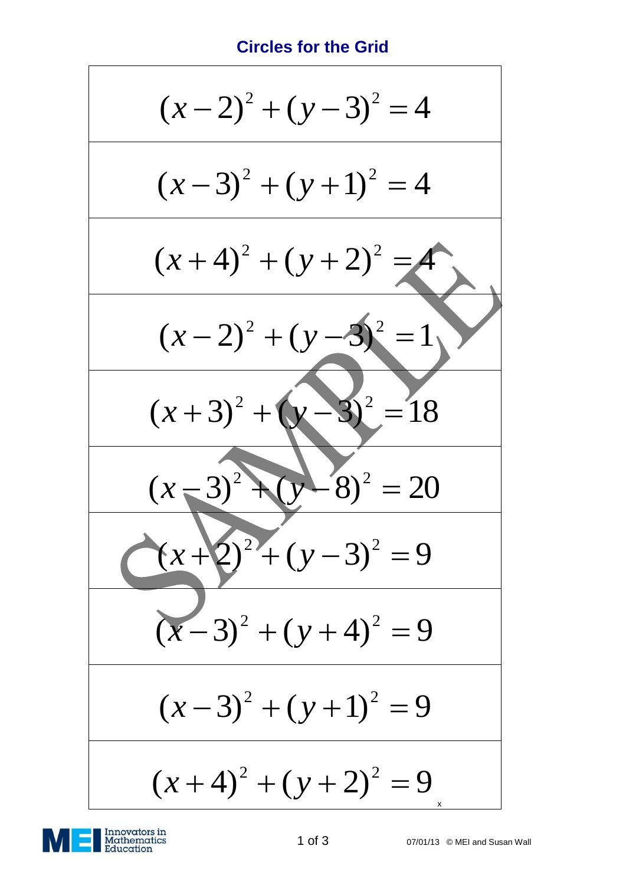## Circles for the Grid

| |
|---|
| $(x-2)^2 + (y-3)^2 = 4$ |
| $(x-3)^2 + (y+1)^2 = 4$ |
| $(x+4)^2 + (y+2)^2 = 4$ |
| $(x-2)^2 + (y-3)^2 = 1$ |
| $(x+3)^2 + (y-3)^2 = 18$ |
| $(x-3)^2 + (y-8)^2 = 20$ |
| $(x+2)^2 + (y-3)^2 = 9$ |
| $(x-3)^2 + (y+4)^2 = 9$ |
| $(x-3)^2 + (y+1)^2 = 9$ |
| $(x+4)^2 + (y+2)^2 = 9$ |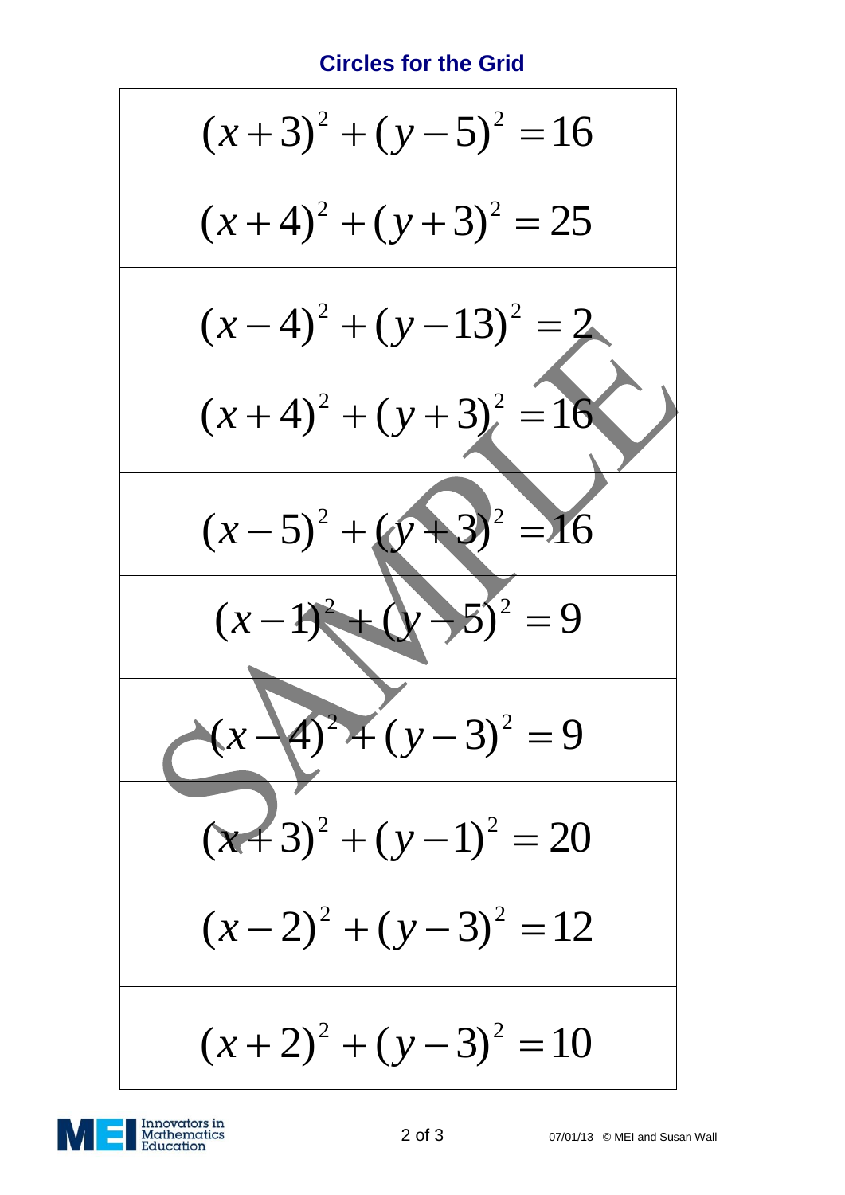## Circles for the Grid

| |
|---|
| $(x+3)^2+(y-5)^2=16$ |
| $(x+4)^2+(y+3)^2=25$ |
| $(x-4)^2+(y-13)^2=2$ |
| $(x+4)^2+(y+3)^2=16$ |
| $(x-5)^2+(y+3)^2=16$ |
| $(x-1)^2+(y-5)^2=9$ |
| $(x-4)^2+(y-3)^2=9$ |
| $(x+3)^2+(y-1)^2=20$ |
| $(x-2)^2+(y-3)^2=12$ |
| $(x+2)^2+(y-3)^2=10$ |

07/01/13 © MEI and Susan Wall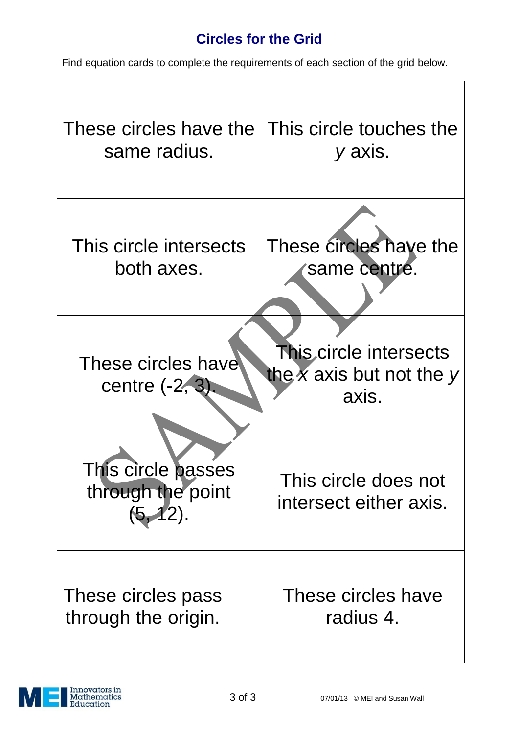## Circles for the Grid

Find equation cards to complete the requirements of each section of the grid below.

| | |
|---|---|
| These circles have the same radius. | This circle touches the $y$ axis. |
| This circle intersects both axes. | These circles have the same centre. |
| These circles have centre (-2, 3). | This circle intersects the $x$ axis but not the $y$ axis. |
| This circle passes through the point (5, 12). | This circle does not intersect either axis. |
| These circles pass through the origin. | These circles have radius 4. |

SAMPLE

07/01/13 © MEI and Susan Wall